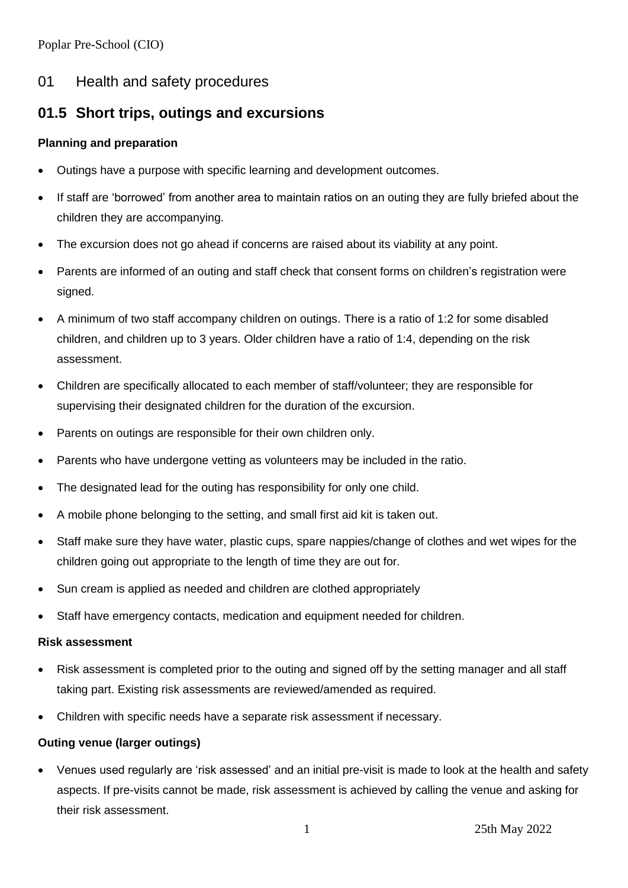# 01 Health and safety procedures

## 01.5 Short trips, outings and excursions

#### Planning and preparation

- Outings have a purpose with specific learning and development outcomes.
- If staff are 'borrowed' from another area to maintain ratios on an outing they are fully briefed about the children they are accompanying.
- The excursion does not go ahead if concerns are raised about its viability at any point.
- Parents are informed of an outing and staff check that consent forms on children's registration were signed.
- A minimum of two staff accompany children on outings. There is a ratio of 1:2 for some disabled children, and children up to 3 years. Older children have a ratio of 1:4, depending on the risk assessment.
- Children are specifically allocated to each member of staff/volunteer; they are responsible for supervising their designated children for the duration of the excursion.
- Parents on outings are responsible for their own children only.
- Parents who have undergone vetting as volunteers may be included in the ratio.
- The designated lead for the outing has responsibility for only one child.
- A mobile phone belonging to the setting, and small first aid kit is taken out.
- Staff make sure they have water, plastic cups, spare nappies/change of clothes and wet wipes for the children going out appropriate to the length of time they are out for.
- Sun cream is applied as needed and children are clothed appropriately
- Staff have emergency contacts, medication and equipment needed for children.

#### Risk assessment

- Risk assessment is completed prior to the outing and signed off by the setting manager and all staff taking part. Existing risk assessments are reviewed/amended as required.
- Children with specific needs have a separate risk assessment if necessary.

#### Outing venue (larger outings)

- Venues used regularly are 'risk assessed' and an initial pre-visit is made to look at the health and safety aspects. If pre-visits cannot be made, risk assessment is achieved by calling the venue and asking for their risk assessment.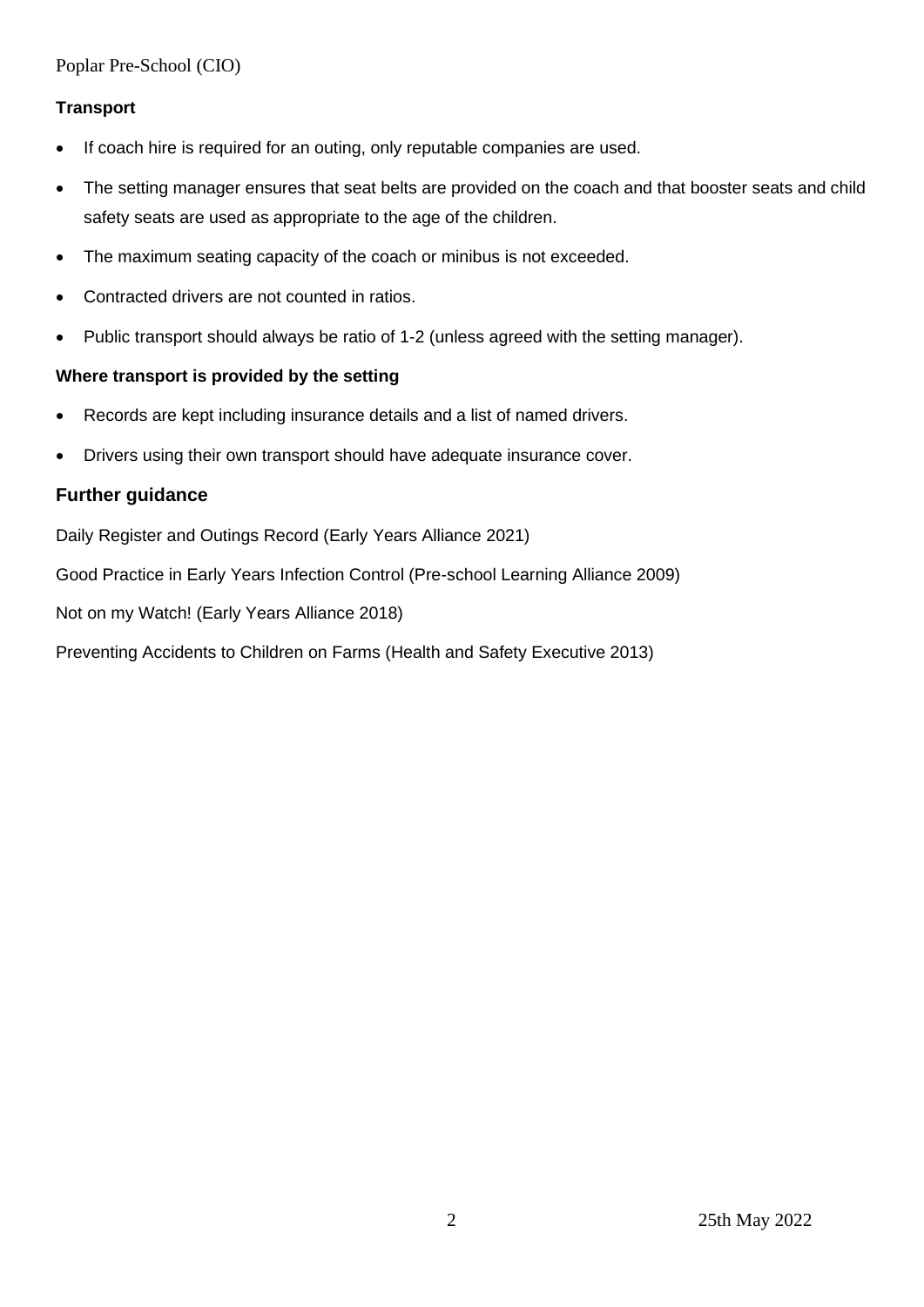### Transport

- If coach hire is required for an outing, only reputable companies are used.
- The setting manager ensures that seat belts are provided on the coach and that booster seats and child safety seats are used as appropriate to the age of the children.
- The maximum seating capacity of the coach or minibus is not exceeded.
- Contracted drivers are not counted in ratios.
- Public transport should always be ratio of 1-2 (unless agreed with the setting manager).

### Where transport is provided by the setting

- Records are kept including insurance details and a list of named drivers.
- Drivers using their own transport should have adequate insurance cover.

## Further guidance

Daily Register and Outings Record (Early Years Alliance 2021)

Good Practice in Early Years Infection Control (Pre-school Learning Alliance 2009)

Not on my Watch! (Early Years Alliance 2018)

Preventing Accidents to Children on Farms (Health and Safety Executive 2013)